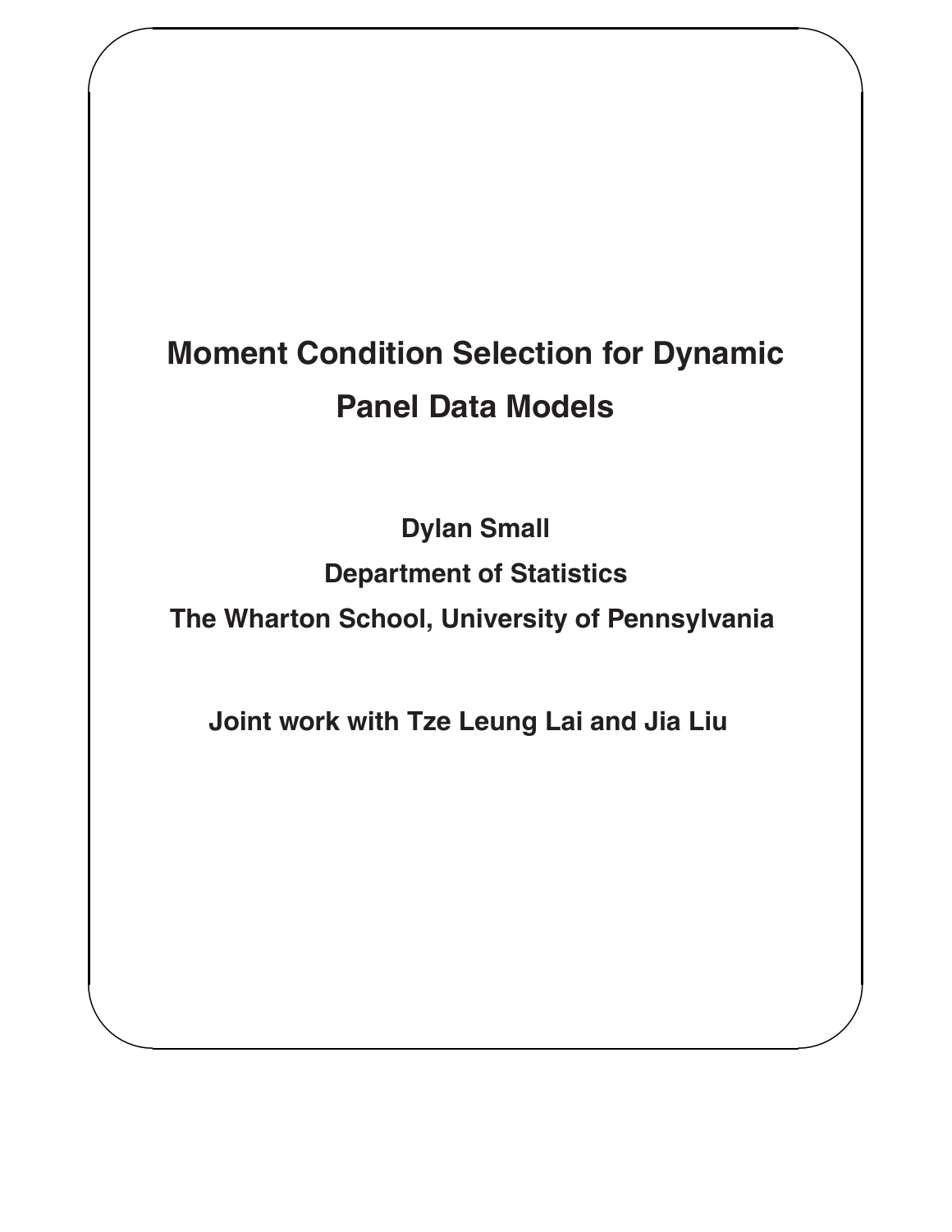# Moment Condition Selection for Dynamic Panel Data Models

**Dylan Small**

**Department of Statistics**

**The Wharton School, University of Pennsylvania**

**Joint work with Tze Leung Lai and Jia Liu**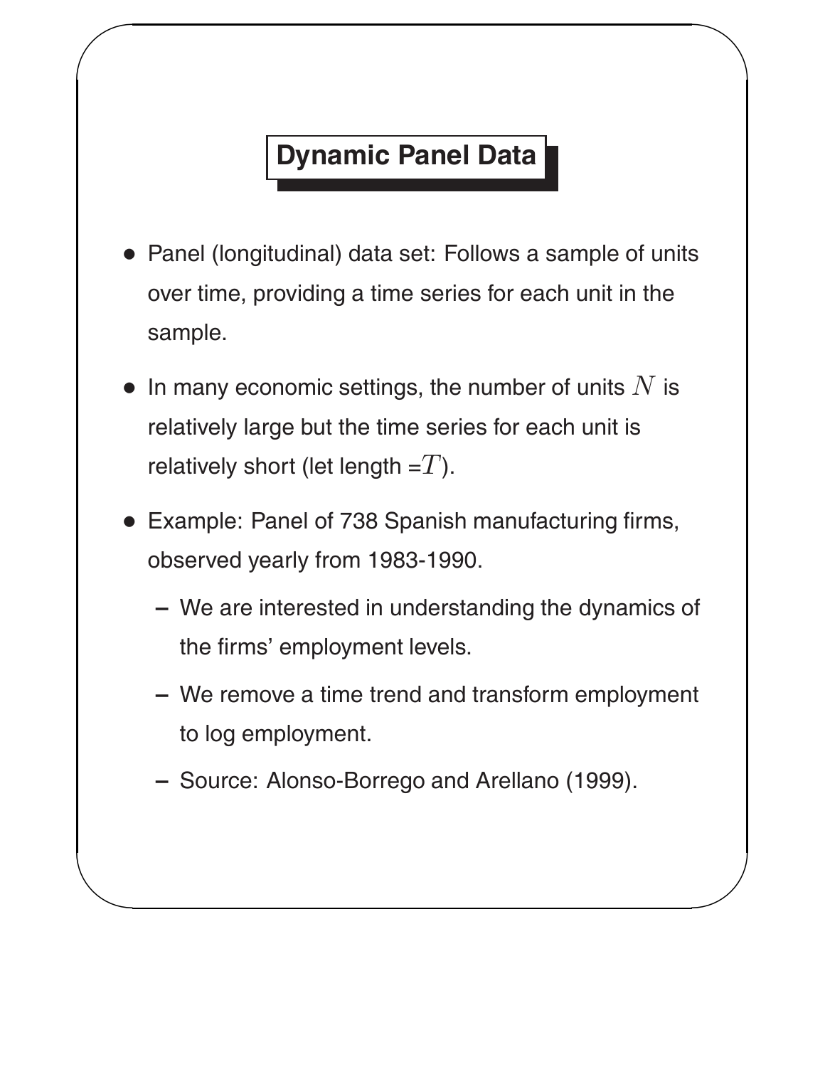## Dynamic Panel Data

- Panel (longitudinal) data set: Follows a sample of units over time, providing a time series for each unit in the sample.
- In many economic settings, the number of units $N$ is relatively large but the time series for each unit is relatively short (let length =$T$).
- Example: Panel of 738 Spanish manufacturing firms, observed yearly from 1983-1990.
  - We are interested in understanding the dynamics of the firms' employment levels.
  - We remove a time trend and transform employment to log employment.
  - Source: Alonso-Borrego and Arellano (1999).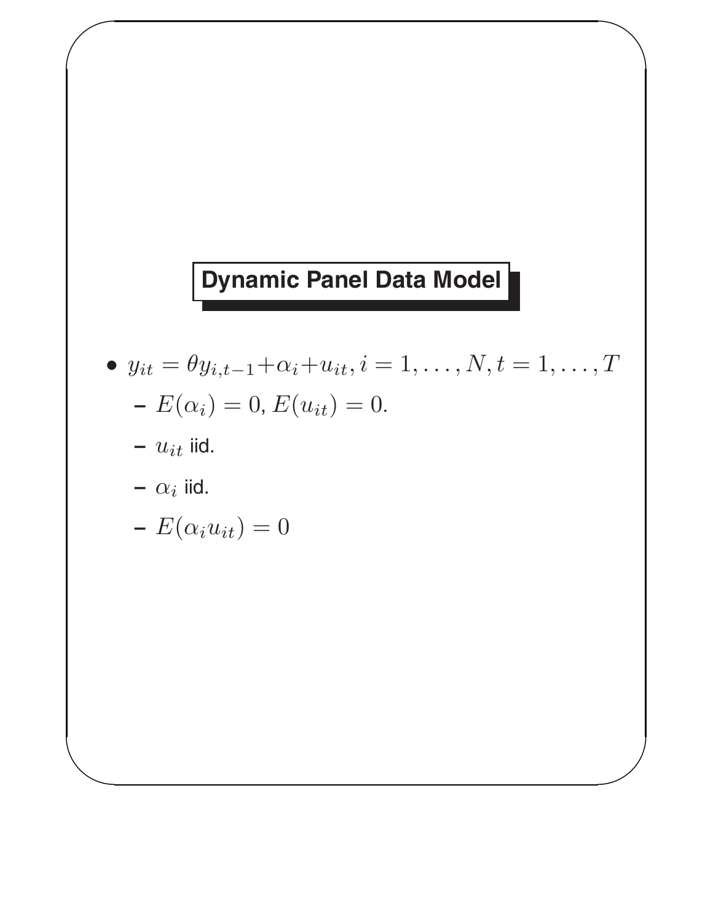## Dynamic Panel Data Model

- $y_{it} = \theta y_{i,t-1} + \alpha_i + u_{it}, i = 1, \ldots, N, t = 1, \ldots, T$
  - $E(\alpha_i) = 0, E(u_{it}) = 0.$
  - $u_{it}$ iid.
  - $\alpha_i$ iid.
  - $E(\alpha_i u_{it}) = 0$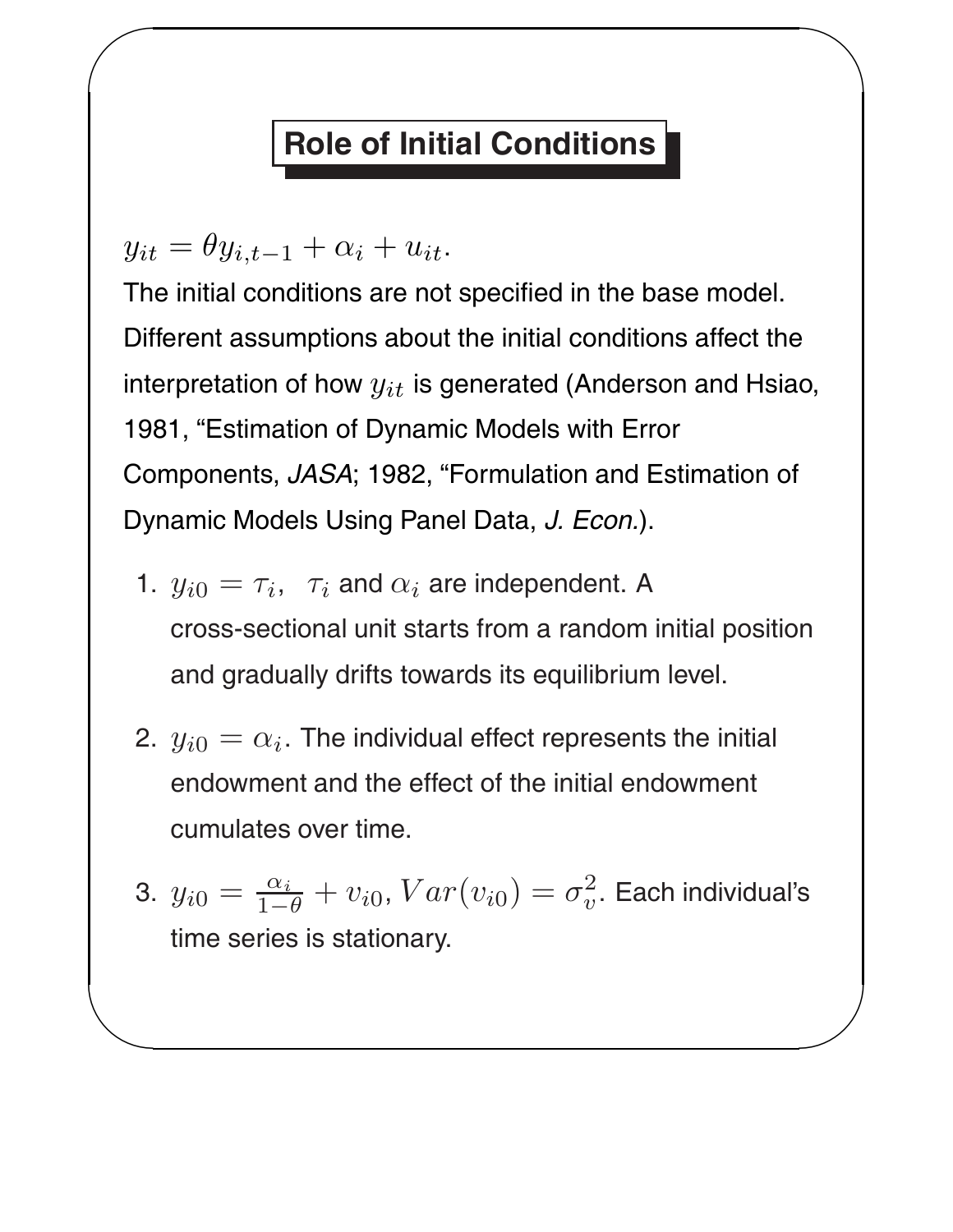# Role of Initial Conditions

$y_{it} = \theta y_{i,t-1} + \alpha_i + u_{it}$.

The initial conditions are not specified in the base model. Different assumptions about the initial conditions affect the interpretation of how $y_{it}$ is generated (Anderson and Hsiao, 1981, “Estimation of Dynamic Models with Error Components, *JASA*; 1982, “Formulation and Estimation of Dynamic Models Using Panel Data, *J. Econ.*).

1. $y_{i0} = \tau_i, \;\; \tau_i$ and $\alpha_i$ are independent. A cross-sectional unit starts from a random initial position and gradually drifts towards its equilibrium level.

2. $y_{i0} = \alpha_i$. The individual effect represents the initial endowment and the effect of the initial endowment cumulates over time.

3. $y_{i0} = \frac{\alpha_i}{1-\theta} + v_{i0}, Var(v_{i0}) = \sigma_v^2$. Each individual’s time series is stationary.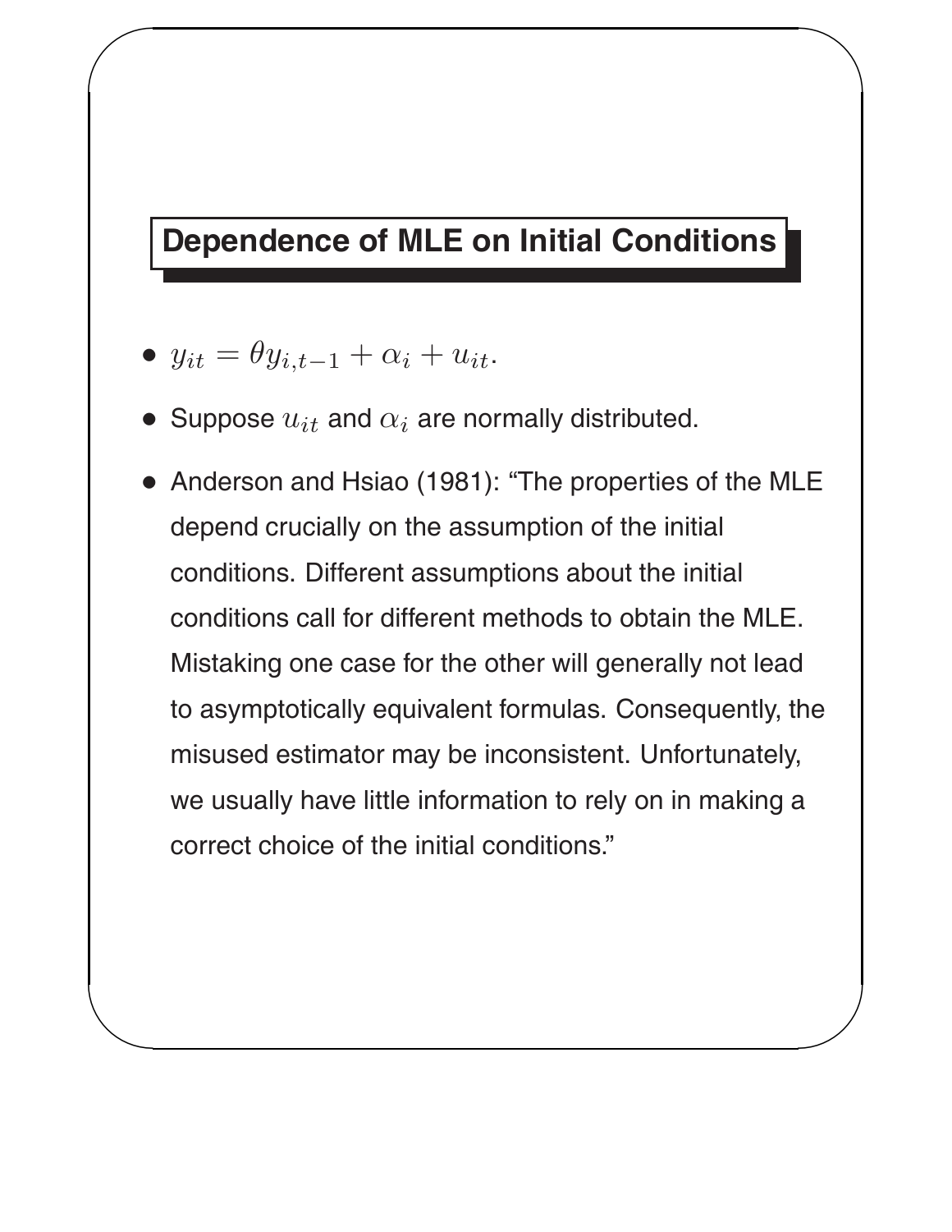## Dependence of MLE on Initial Conditions

- $y_{it} = \theta y_{i,t-1} + \alpha_i + u_{it}$.
- Suppose $u_{it}$ and $\alpha_i$ are normally distributed.
- Anderson and Hsiao (1981): "The properties of the MLE depend crucially on the assumption of the initial conditions. Different assumptions about the initial conditions call for different methods to obtain the MLE. Mistaking one case for the other will generally not lead to asymptotically equivalent formulas. Consequently, the misused estimator may be inconsistent. Unfortunately, we usually have little information to rely on in making a correct choice of the initial conditions."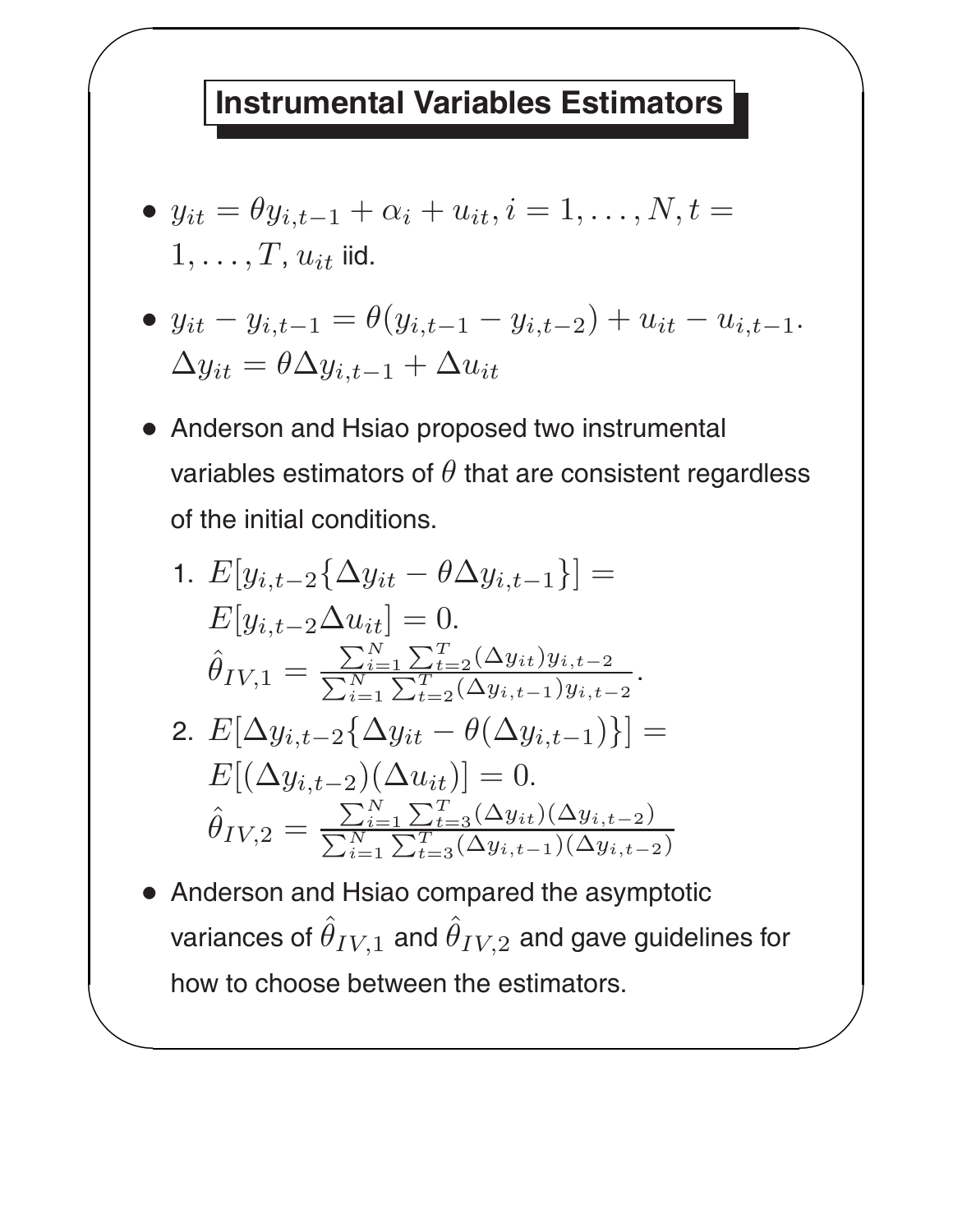## Instrumental Variables Estimators

- $y_{it} = \theta y_{i,t-1} + \alpha_i + u_{it}, i = 1, \ldots, N, t = 1, \ldots, T$, $u_{it}$ iid.
- $y_{it} - y_{i,t-1} = \theta(y_{i,t-1} - y_{i,t-2}) + u_{it} - u_{i,t-1}$.
  $\Delta y_{it} = \theta \Delta y_{i,t-1} + \Delta u_{it}$
- Anderson and Hsiao proposed two instrumental variables estimators of $\theta$ that are consistent regardless of the initial conditions.
  1. $E[y_{i,t-2}\{\Delta y_{it} - \theta \Delta y_{i,t-1}\}] = E[y_{i,t-2} \Delta u_{it}] = 0.$
     $\hat{\theta}_{IV,1} = \frac{\sum_{i=1}^{N} \sum_{t=2}^{T} (\Delta y_{it}) y_{i,t-2}}{\sum_{i=1}^{N} \sum_{t=2}^{T} (\Delta y_{i,t-1}) y_{i,t-2}}.$
  2. $E[\Delta y_{i,t-2}\{\Delta y_{it} - \theta(\Delta y_{i,t-1})\}] = E[(\Delta y_{i,t-2})(\Delta u_{it})] = 0.$
     $\hat{\theta}_{IV,2} = \frac{\sum_{i=1}^{N} \sum_{t=3}^{T} (\Delta y_{it})(\Delta y_{i,t-2})}{\sum_{i=1}^{N} \sum_{t=3}^{T} (\Delta y_{i,t-1})(\Delta y_{i,t-2})}$
- Anderson and Hsiao compared the asymptotic variances of $\hat{\theta}_{IV,1}$ and $\hat{\theta}_{IV,2}$ and gave guidelines for how to choose between the estimators.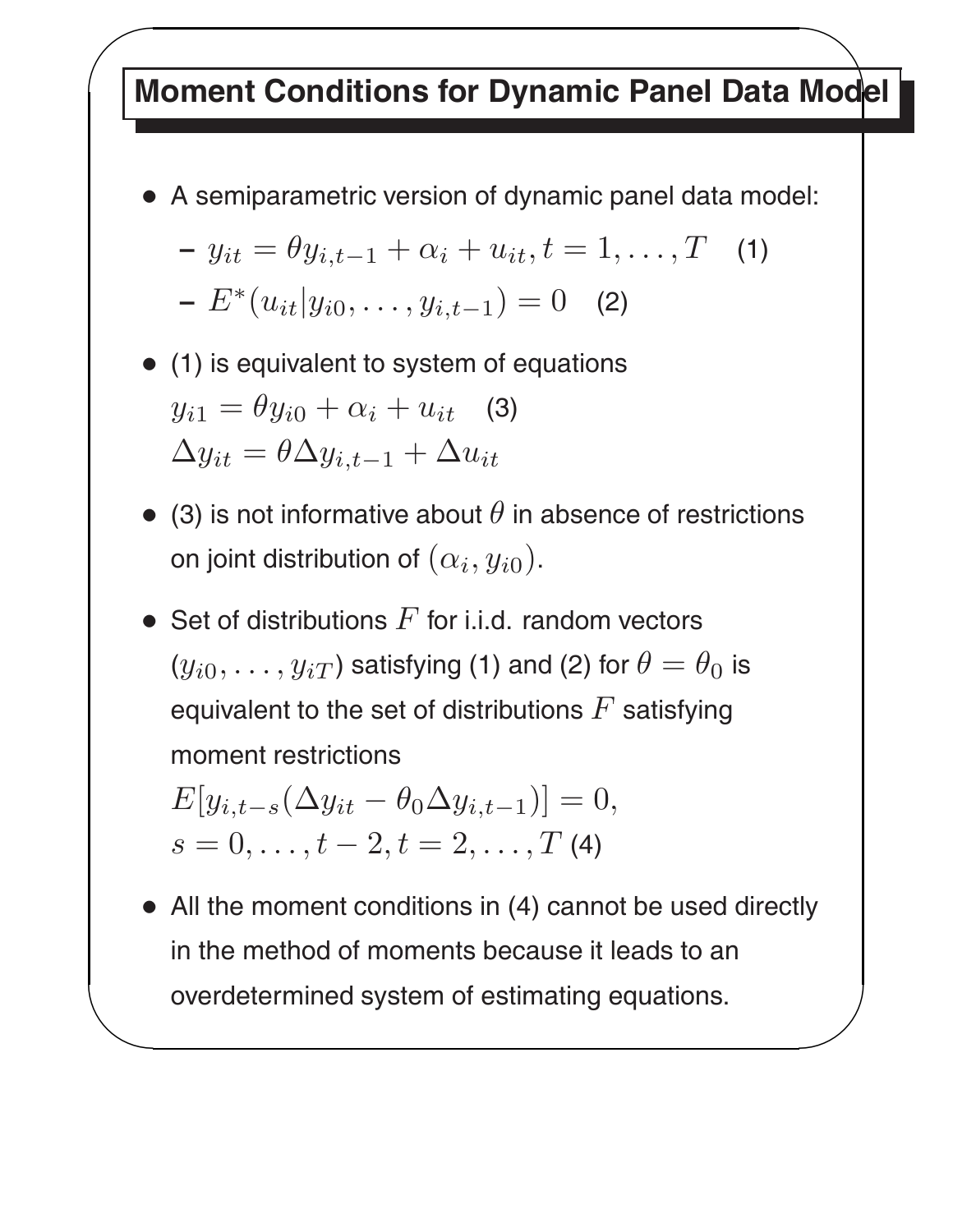# Moment Conditions for Dynamic Panel Data Model

- A semiparametric version of dynamic panel data model:
  - $y_{it} = \theta y_{i,t-1} + \alpha_i + u_{it}, t = 1, \ldots, T$ (1)
  - $E^*(u_{it}|y_{i0}, \ldots, y_{i,t-1}) = 0$ (2)
- (1) is equivalent to system of equations

  $y_{i1} = \theta y_{i0} + \alpha_i + u_{it}$ (3)

  $\Delta y_{it} = \theta \Delta y_{i,t-1} + \Delta u_{it}$
- (3) is not informative about $\theta$ in absence of restrictions on joint distribution of $(\alpha_i, y_{i0})$.
- Set of distributions $F$ for i.i.d. random vectors $(y_{i0}, \ldots, y_{iT})$ satisfying (1) and (2) for $\theta = \theta_0$ is equivalent to the set of distributions $F$ satisfying moment restrictions

  $E[y_{i,t-s}(\Delta y_{it} - \theta_0 \Delta y_{i,t-1})] = 0,$

  $s = 0, \ldots, t-2, t = 2, \ldots, T$ (4)
- All the moment conditions in (4) cannot be used directly in the method of moments because it leads to an overdetermined system of estimating equations.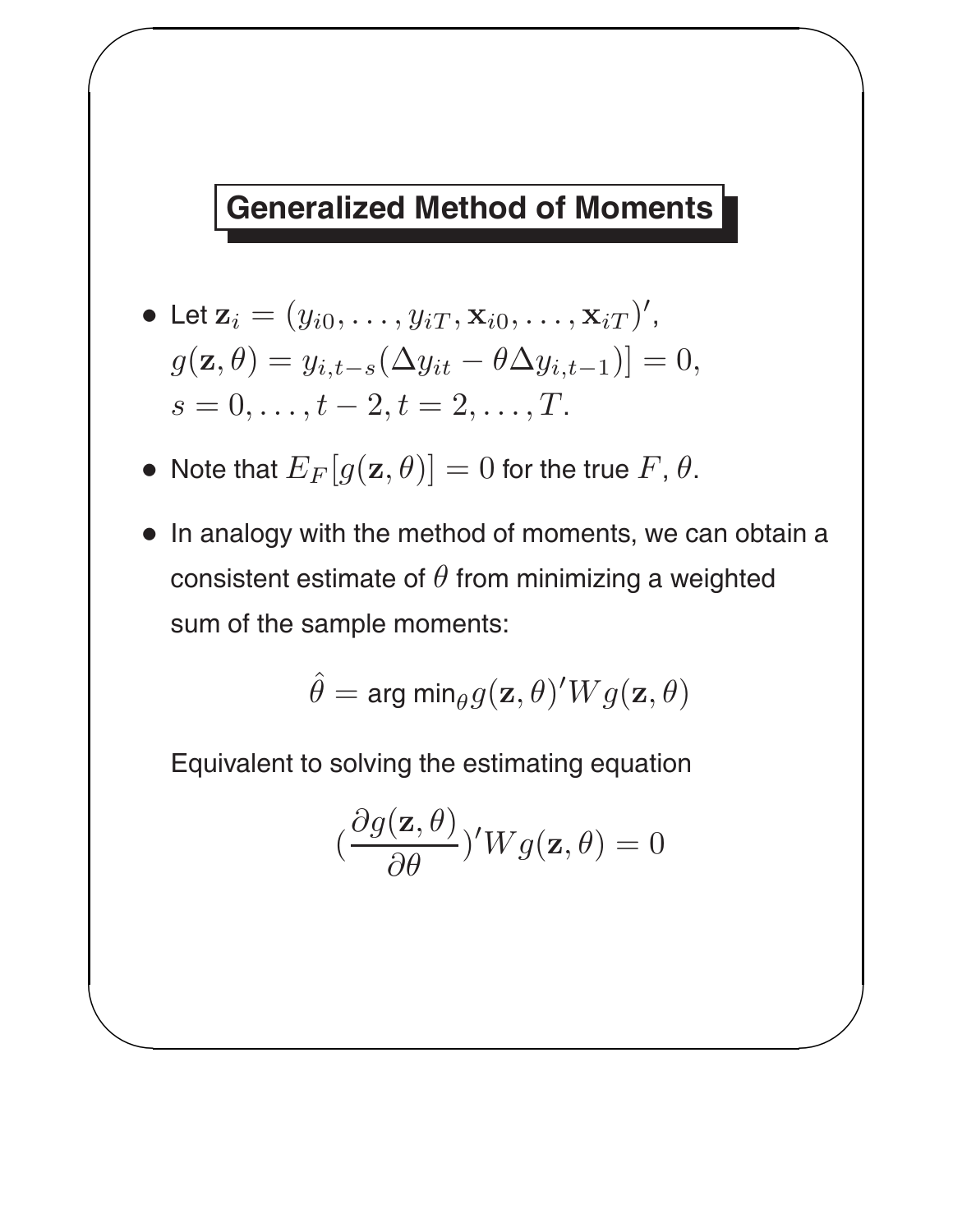## Generalized Method of Moments

- Let $\mathbf{z}_i = (y_{i0}, \ldots, y_{iT}, \mathbf{x}_{i0}, \ldots, \mathbf{x}_{iT})'$, $g(\mathbf{z}, \theta) = y_{i,t-s}(\Delta y_{it} - \theta \Delta y_{i,t-1})] = 0$, $s = 0, \ldots, t-2, t = 2, \ldots, T$.
- Note that $E_F[g(\mathbf{z}, \theta)] = 0$ for the true $F$, $\theta$.
- In analogy with the method of moments, we can obtain a consistent estimate of $\theta$ from minimizing a weighted sum of the sample moments:

$$\hat{\theta} = \text{arg min}_\theta g(\mathbf{z}, \theta)' W g(\mathbf{z}, \theta)$$

Equivalent to solving the estimating equation

$$(\frac{\partial g(\mathbf{z}, \theta)}{\partial \theta})' W g(\mathbf{z}, \theta) = 0$$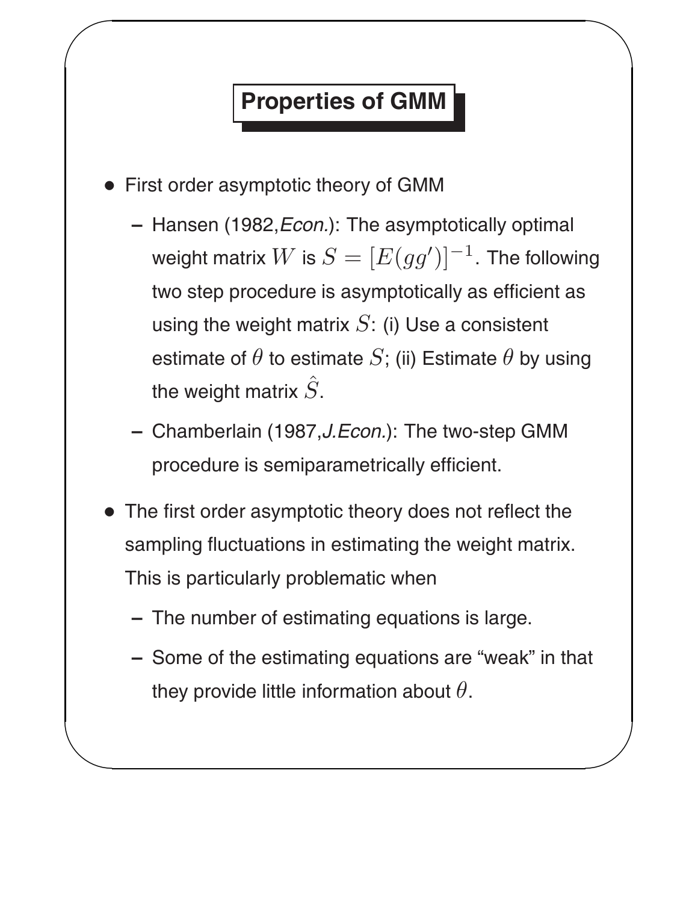## Properties of GMM

- First order asymptotic theory of GMM
  - Hansen (1982, *Econ.*): The asymptotically optimal weight matrix $W$ is $S = [E(gg')]^{-1}$. The following two step procedure is asymptotically as efficient as using the weight matrix $S$: (i) Use a consistent estimate of $\theta$ to estimate $S$; (ii) Estimate $\theta$ by using the weight matrix $\hat{S}$.
  - Chamberlain (1987, *J.Econ.*): The two-step GMM procedure is semiparametrically efficient.
- The first order asymptotic theory does not reflect the sampling fluctuations in estimating the weight matrix. This is particularly problematic when
  - The number of estimating equations is large.
  - Some of the estimating equations are "weak" in that they provide little information about $\theta$.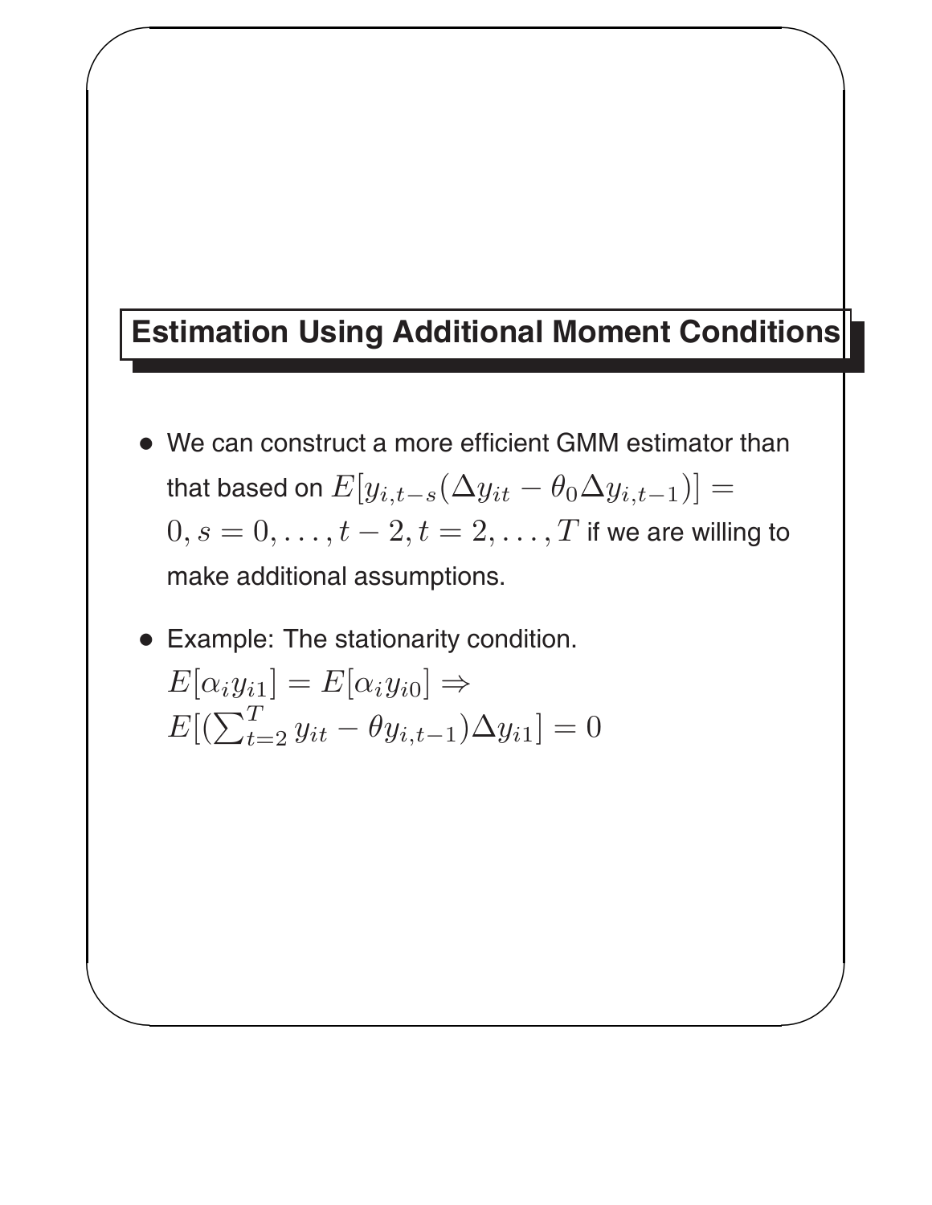## Estimation Using Additional Moment Conditions

- We can construct a more efficient GMM estimator than that based on $E[y_{i,t-s}(\Delta y_{it} - \theta_0 \Delta y_{i,t-1})] = 0, s = 0, \ldots, t-2, t = 2, \ldots, T$ if we are willing to make additional assumptions.
- Example: The stationarity condition.
  $E[\alpha_i y_{i1}] = E[\alpha_i y_{i0}] \Rightarrow$
  $E[(\sum_{t=2}^{T} y_{it} - \theta y_{i,t-1})\Delta y_{i1}] = 0$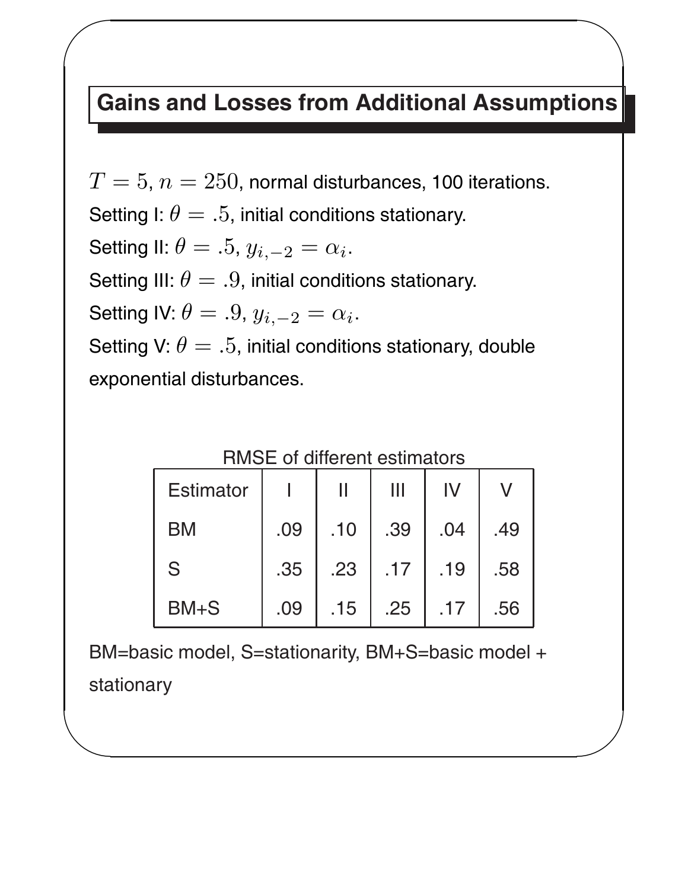## Gains and Losses from Additional Assumptions

$T = 5$, $n = 250$, normal disturbances, 100 iterations.

Setting I: $\theta = .5$, initial conditions stationary.

Setting II: $\theta = .5$, $y_{i,-2} = \alpha_i$.

Setting III: $\theta = .9$, initial conditions stationary.

Setting IV: $\theta = .9$, $y_{i,-2} = \alpha_i$.

Setting V: $\theta = .5$, initial conditions stationary, double exponential disturbances.

RMSE of different estimators

| Estimator | I | II | III | IV | V |
|---|---|---|---|---|---|
| BM | .09 | .10 | .39 | .04 | .49 |
| S | .35 | .23 | .17 | .19 | .58 |
| BM+S | .09 | .15 | .25 | .17 | .56 |

BM=basic model, S=stationarity, BM+S=basic model + stationary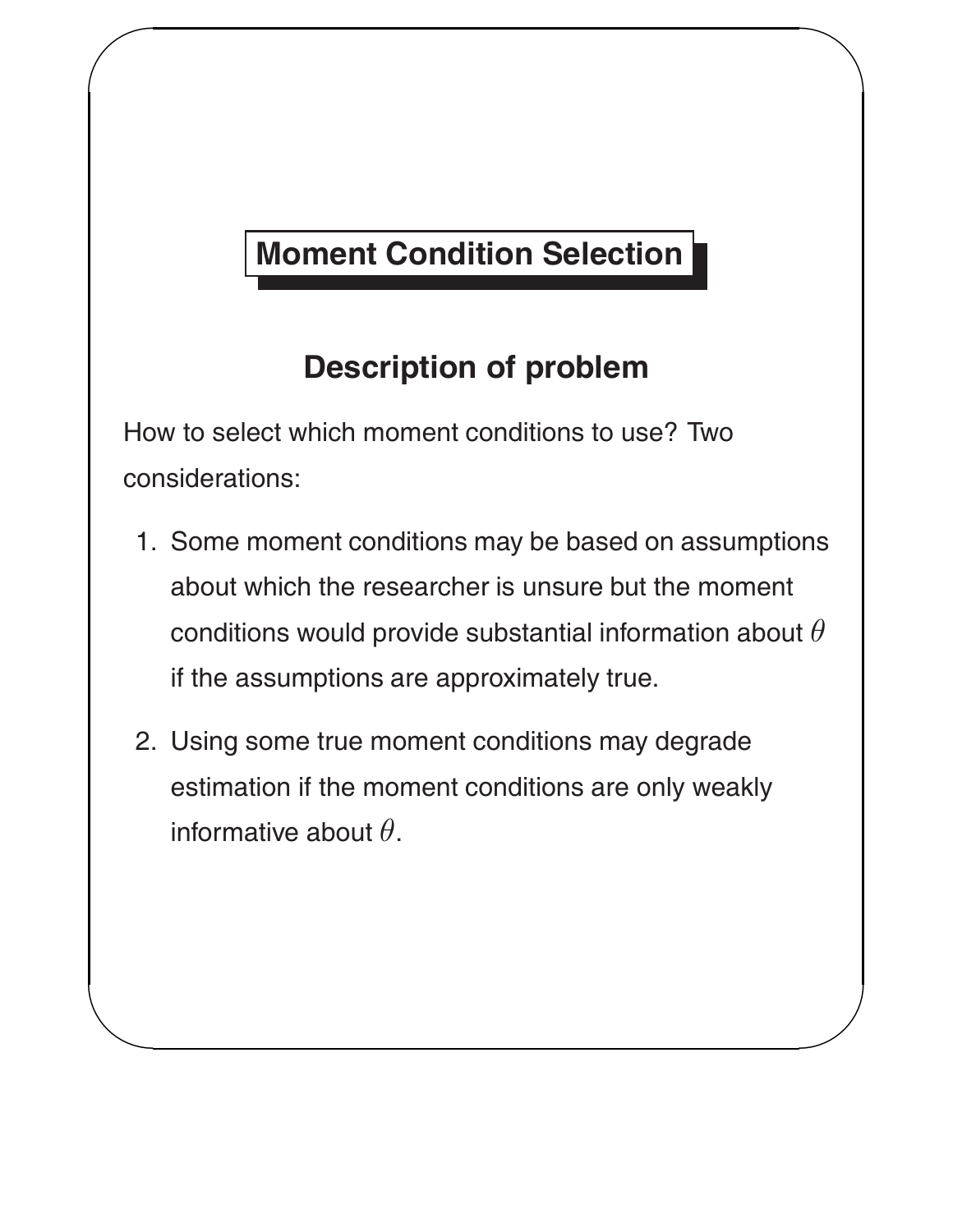# Moment Condition Selection

## Description of problem

How to select which moment conditions to use? Two considerations:

1. Some moment conditions may be based on assumptions about which the researcher is unsure but the moment conditions would provide substantial information about $\theta$ if the assumptions are approximately true.
2. Using some true moment conditions may degrade estimation if the moment conditions are only weakly informative about $\theta$.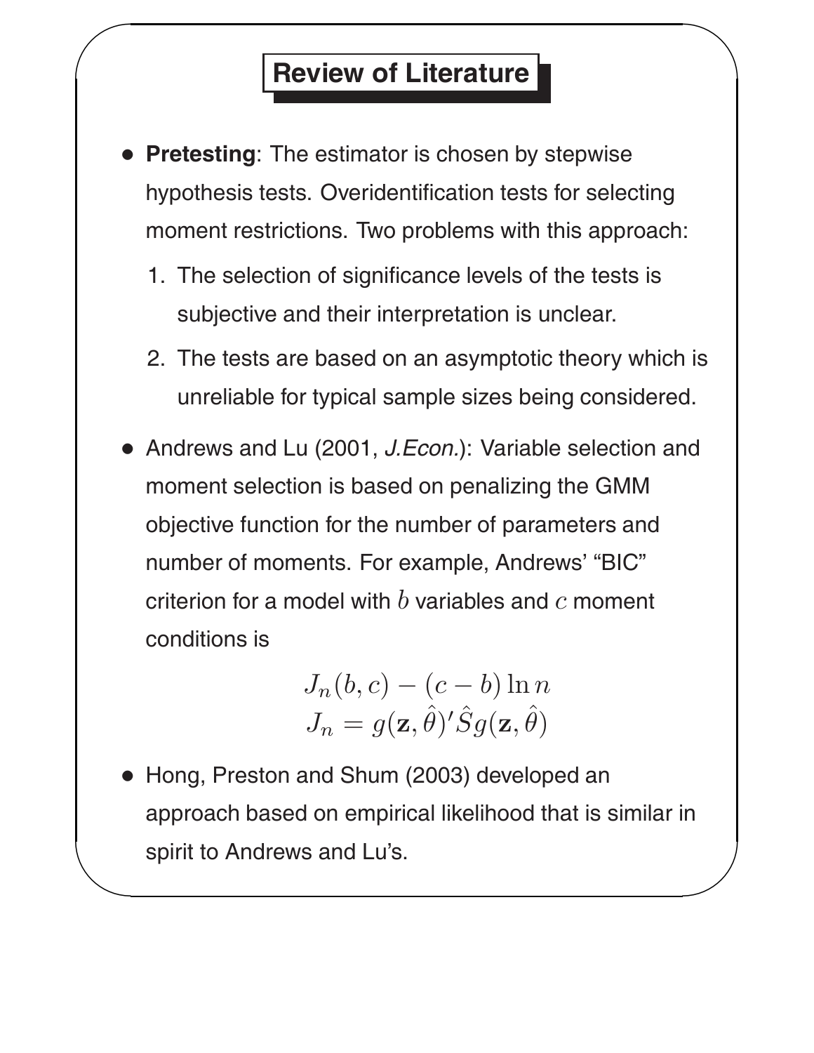## Review of Literature

- **Pretesting**: The estimator is chosen by stepwise hypothesis tests. Overidentification tests for selecting moment restrictions. Two problems with this approach:
  1. The selection of significance levels of the tests is subjective and their interpretation is unclear.
  2. The tests are based on an asymptotic theory which is unreliable for typical sample sizes being considered.
- Andrews and Lu (2001, *J.Econ.*): Variable selection and moment selection is based on penalizing the GMM objective function for the number of parameters and number of moments. For example, Andrews' "BIC" criterion for a model with $b$ variables and $c$ moment conditions is

$$J_n(b, c) - (c - b) \ln n$$
$$J_n = g(\mathbf{z}, \hat{\theta})' \hat{S} g(\mathbf{z}, \hat{\theta})$$

- Hong, Preston and Shum (2003) developed an approach based on empirical likelihood that is similar in spirit to Andrews and Lu's.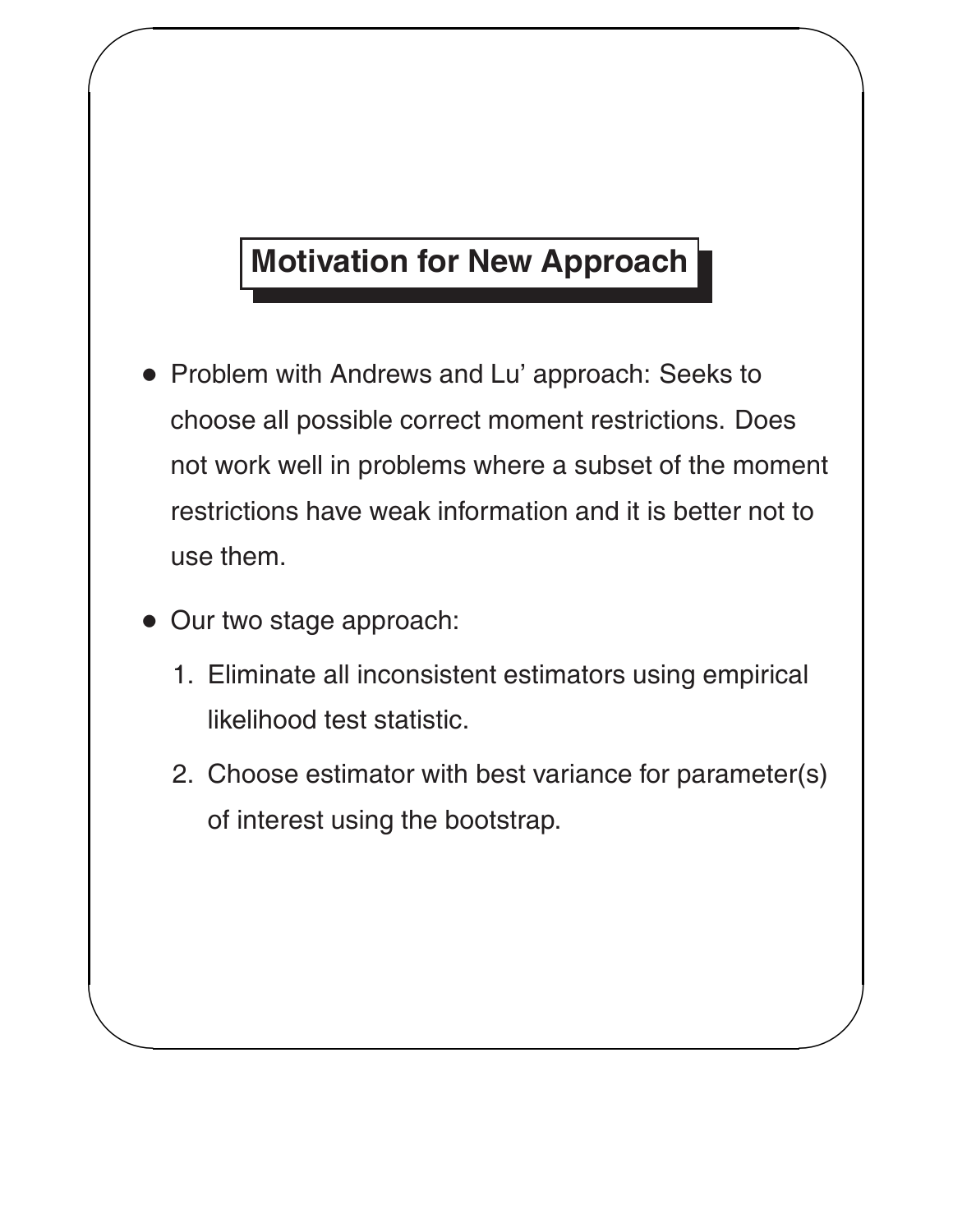## Motivation for New Approach

- Problem with Andrews and Lu' approach: Seeks to choose all possible correct moment restrictions. Does not work well in problems where a subset of the moment restrictions have weak information and it is better not to use them.
- Our two stage approach:
  1. Eliminate all inconsistent estimators using empirical likelihood test statistic.
  2. Choose estimator with best variance for parameter(s) of interest using the bootstrap.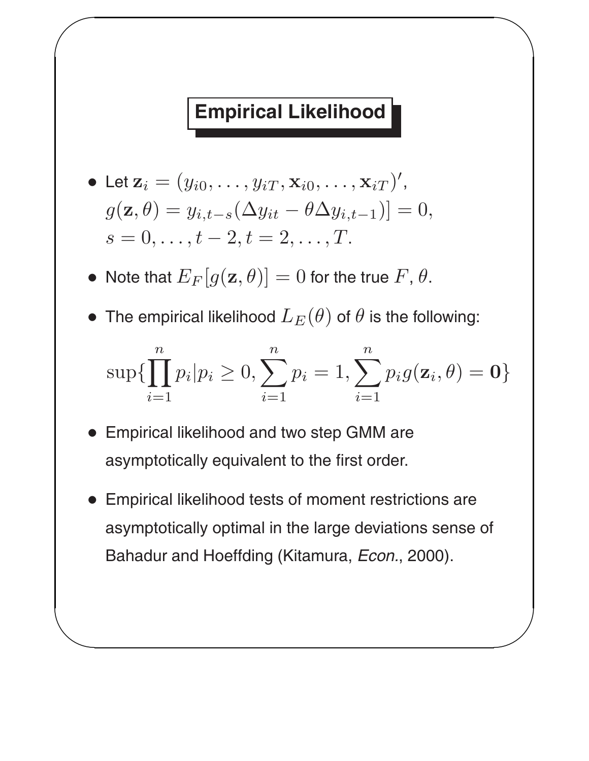## Empirical Likelihood

- Let $\mathbf{z}_i = (y_{i0}, \ldots, y_{iT}, \mathbf{x}_{i0}, \ldots, \mathbf{x}_{iT})'$,
  $g(\mathbf{z}, \theta) = y_{i,t-s}(\Delta y_{it} - \theta \Delta y_{i,t-1})] = 0$,
  $s = 0, \ldots, t-2, t = 2, \ldots, T$.
- Note that $E_F[g(\mathbf{z}, \theta)] = 0$ for the true $F$, $\theta$.
- The empirical likelihood $L_E(\theta)$ of $\theta$ is the following:

$$\sup\{\prod_{i=1}^{n} p_i | p_i \geq 0, \sum_{i=1}^{n} p_i = 1, \sum_{i=1}^{n} p_i g(\mathbf{z}_i, \theta) = \mathbf{0}\}$$

- Empirical likelihood and two step GMM are asymptotically equivalent to the first order.
- Empirical likelihood tests of moment restrictions are asymptotically optimal in the large deviations sense of Bahadur and Hoeffding (Kitamura, *Econ.*, 2000).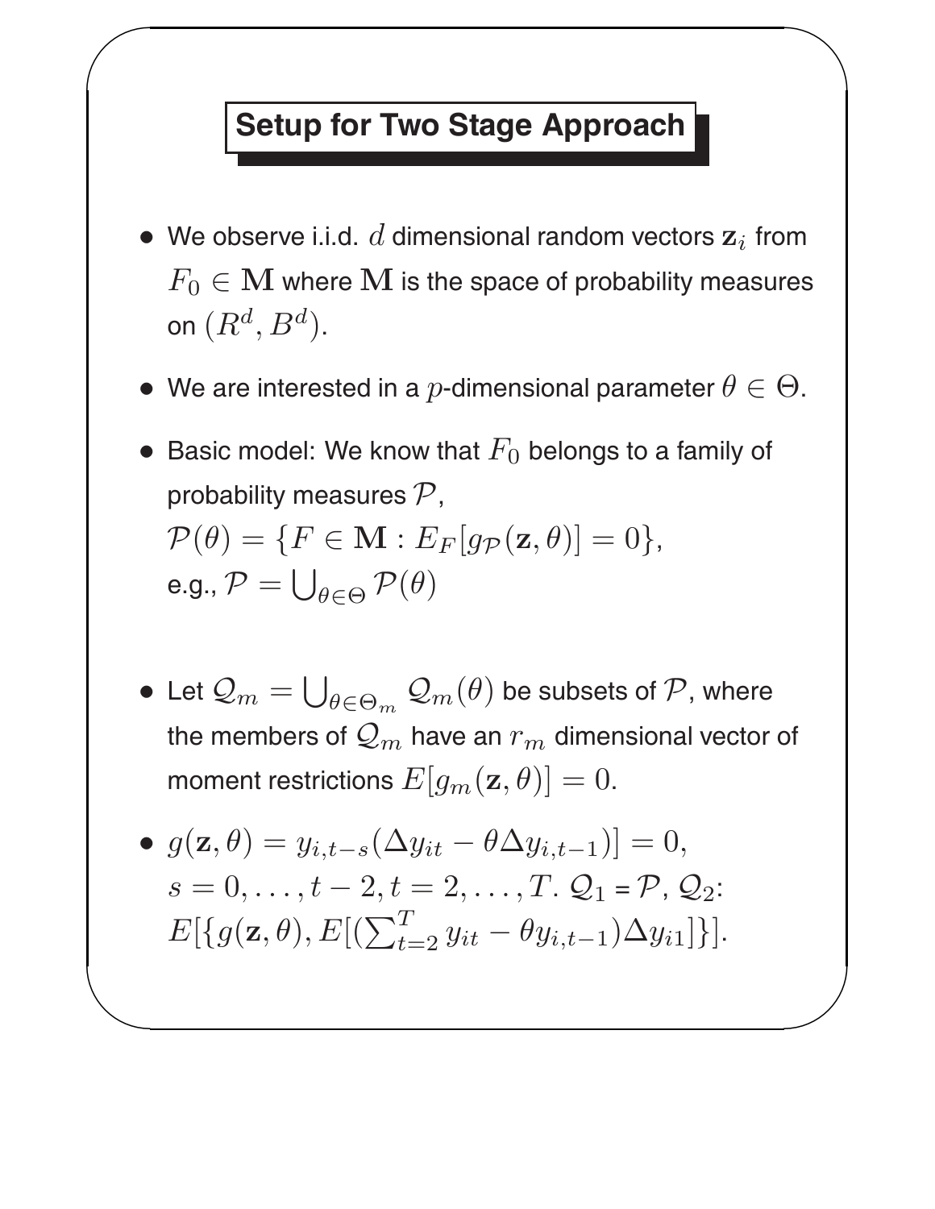## Setup for Two Stage Approach

- We observe i.i.d. $d$ dimensional random vectors $\mathbf{z}_i$ from $F_0 \in \mathbf{M}$ where $\mathbf{M}$ is the space of probability measures on $(R^d, B^d)$.
- We are interested in a $p$-dimensional parameter $\theta \in \Theta$.
- Basic model: We know that $F_0$ belongs to a family of probability measures $\mathcal{P}$,
  $\mathcal{P}(\theta) = \{F \in \mathbf{M} : E_F[g_{\mathcal{P}}(\mathbf{z}, \theta)] = 0\}$,
  e.g., $\mathcal{P} = \bigcup_{\theta \in \Theta} \mathcal{P}(\theta)$
- Let $\mathcal{Q}_m = \bigcup_{\theta \in \Theta_m} \mathcal{Q}_m(\theta)$ be subsets of $\mathcal{P}$, where the members of $\mathcal{Q}_m$ have an $r_m$ dimensional vector of moment restrictions $E[g_m(\mathbf{z}, \theta)] = 0$.
- $g(\mathbf{z}, \theta) = y_{i,t-s}(\Delta y_{it} - \theta \Delta y_{i,t-1})] = 0$, $s = 0, \ldots, t-2, t = 2, \ldots, T$. $\mathcal{Q}_1$ = $\mathcal{P}$, $\mathcal{Q}_2$: $E[\{g(\mathbf{z}, \theta), E[(\sum_{t=2}^{T} y_{it} - \theta y_{i,t-1})\Delta y_{i1}]\}]$.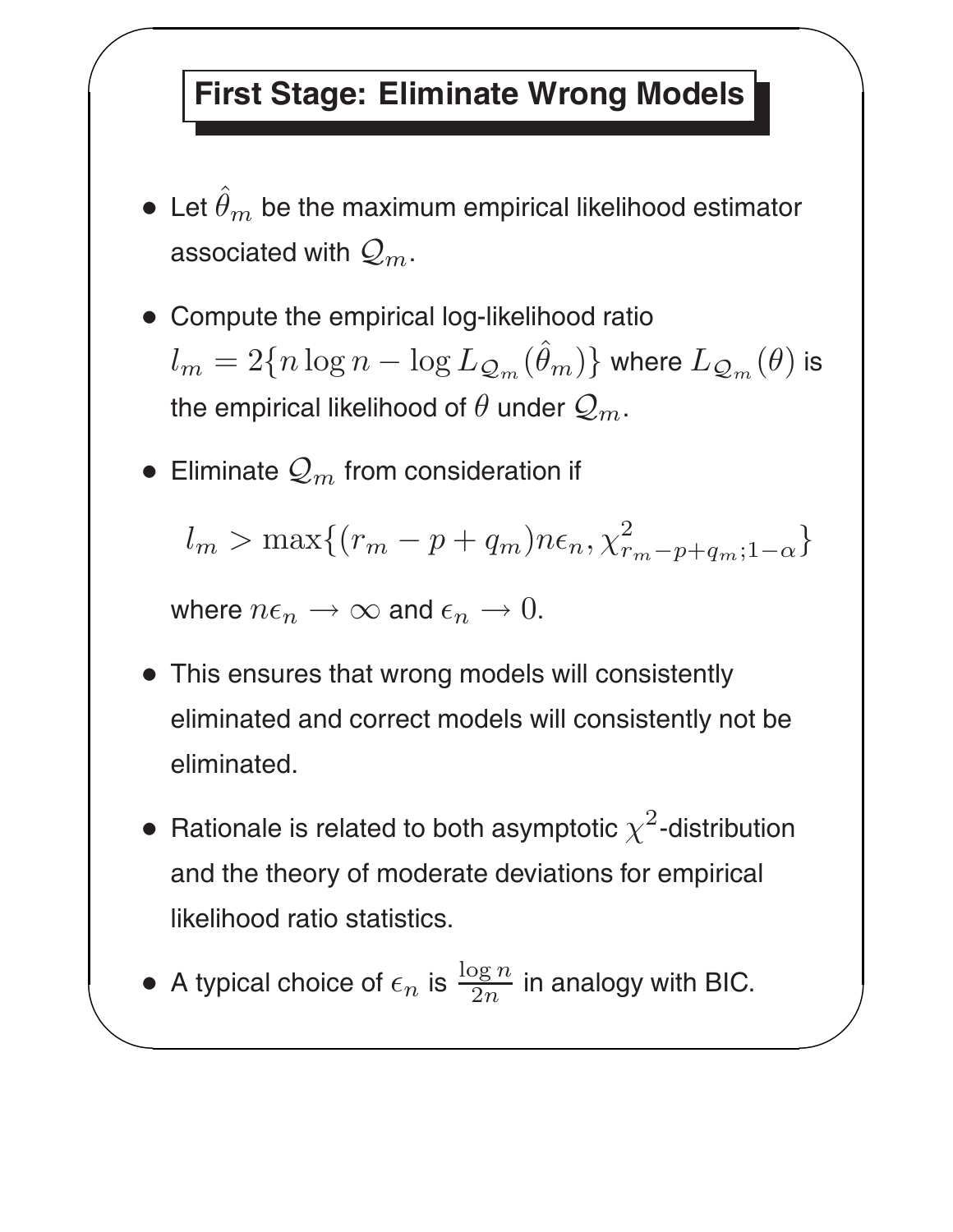## First Stage: Eliminate Wrong Models

- Let $\hat{\theta}_m$ be the maximum empirical likelihood estimator associated with $\mathcal{Q}_m$.
- Compute the empirical log-likelihood ratio $l_m = 2\{n \log n - \log L_{\mathcal{Q}_m}(\hat{\theta}_m)\}$ where $L_{\mathcal{Q}_m}(\theta)$ is the empirical likelihood of $\theta$ under $\mathcal{Q}_m$.
- Eliminate $\mathcal{Q}_m$ from consideration if

  $$l_m > \max\{(r_m - p + q_m)n\epsilon_n, \chi^2_{r_m - p + q_m; 1-\alpha}\}$$

  where $n\epsilon_n \to \infty$ and $\epsilon_n \to 0$.
- This ensures that wrong models will consistently eliminated and correct models will consistently not be eliminated.
- Rationale is related to both asymptotic $\chi^2$-distribution and the theory of moderate deviations for empirical likelihood ratio statistics.
- A typical choice of $\epsilon_n$ is $\frac{\log n}{2n}$ in analogy with BIC.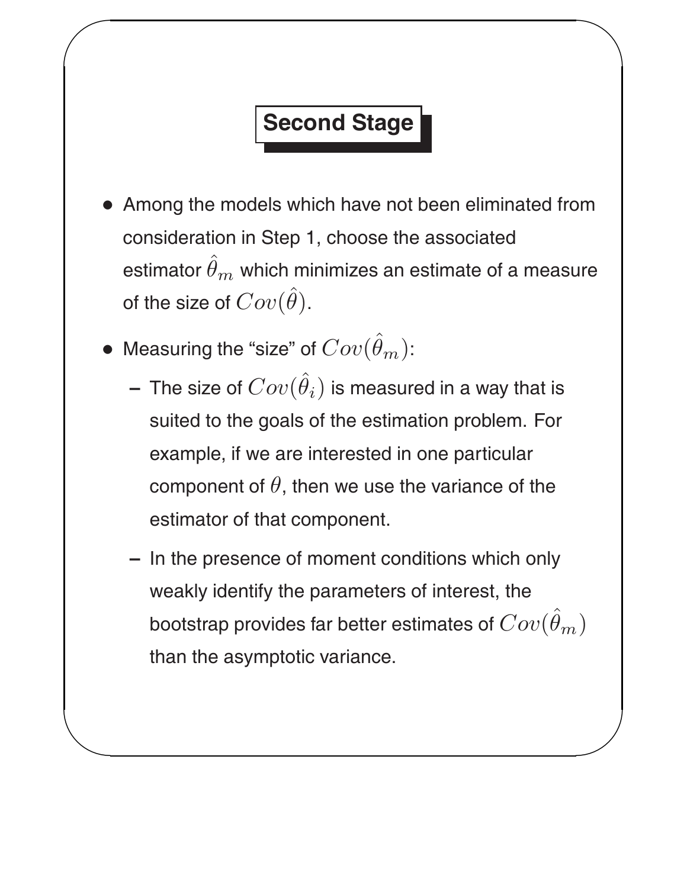## Second Stage

- Among the models which have not been eliminated from consideration in Step 1, choose the associated estimator $\hat{\theta}_m$ which minimizes an estimate of a measure of the size of $Cov(\hat{\theta})$.
- Measuring the "size" of $Cov(\hat{\theta}_m)$:
  - The size of $Cov(\hat{\theta}_i)$ is measured in a way that is suited to the goals of the estimation problem. For example, if we are interested in one particular component of $\theta$, then we use the variance of the estimator of that component.
  - In the presence of moment conditions which only weakly identify the parameters of interest, the bootstrap provides far better estimates of $Cov(\hat{\theta}_m)$ than the asymptotic variance.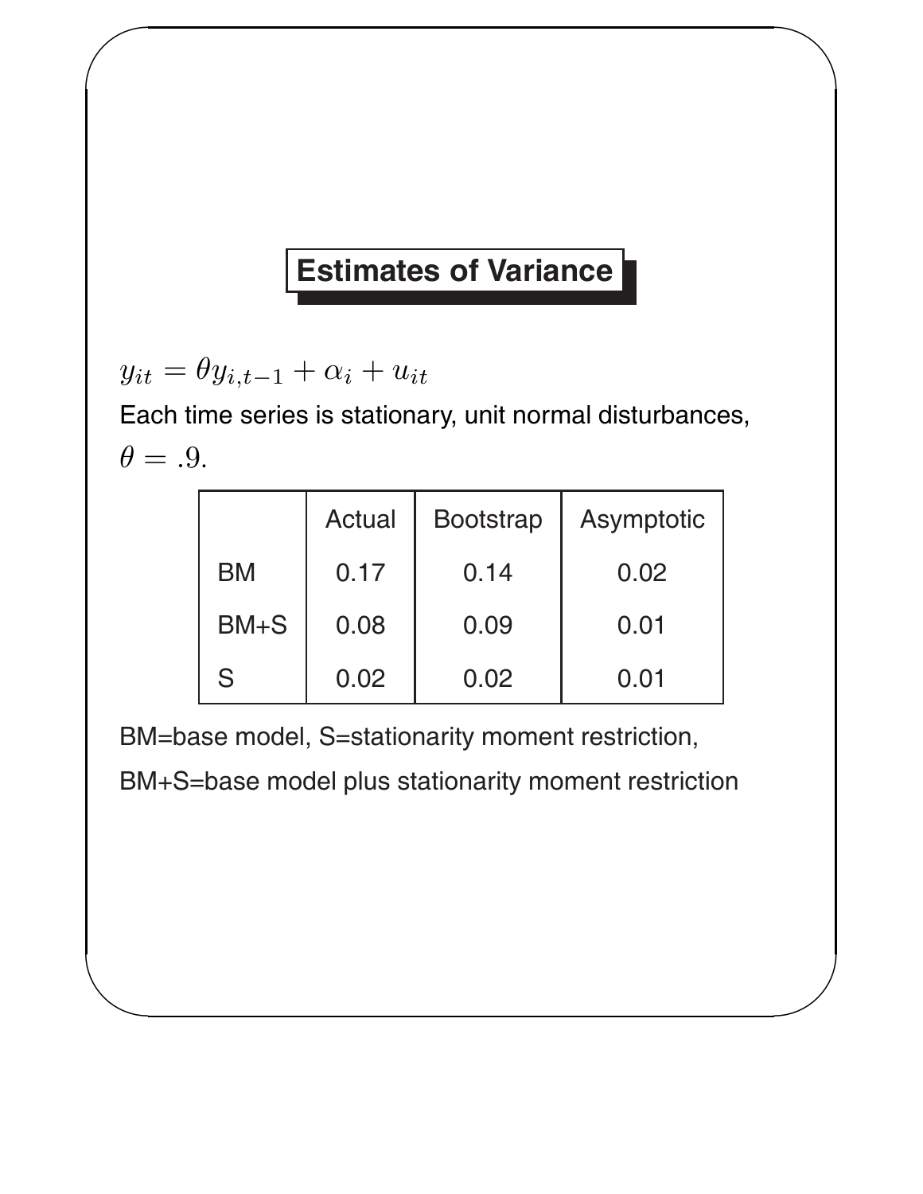## Estimates of Variance

$y_{it} = \theta y_{i,t-1} + \alpha_i + u_{it}$

Each time series is stationary, unit normal disturbances, $\theta = .9$.

| | Actual | Bootstrap | Asymptotic |
|---|---|---|---|
| BM | 0.17 | 0.14 | 0.02 |
| BM+S | 0.08 | 0.09 | 0.01 |
| S | 0.02 | 0.02 | 0.01 |

BM=base model, S=stationarity moment restriction,

BM+S=base model plus stationarity moment restriction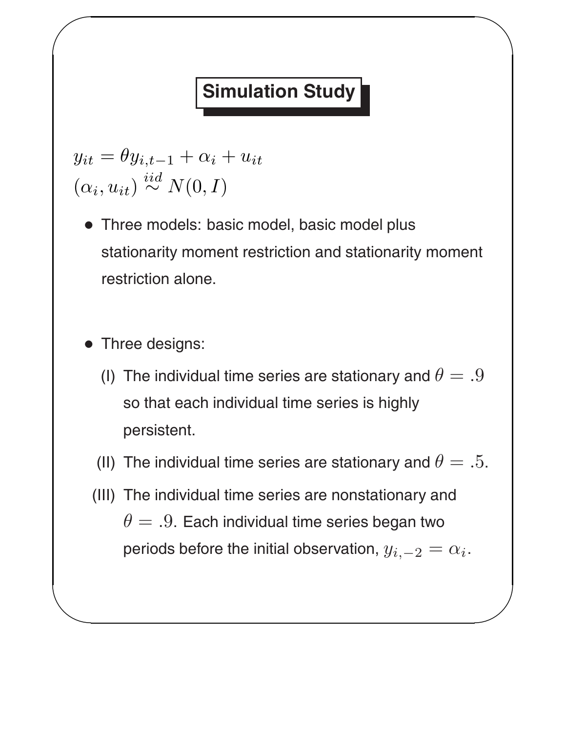# Simulation Study

$$y_{it} = \theta y_{i,t-1} + \alpha_i + u_{it}$$
$$(\alpha_i, u_{it}) \overset{iid}{\sim} N(0, I)$$

- Three models: basic model, basic model plus stationarity moment restriction and stationarity moment restriction alone.

- Three designs:
  - (I) The individual time series are stationary and $\theta = .9$ so that each individual time series is highly persistent.
  - (II) The individual time series are stationary and $\theta = .5$.
  - (III) The individual time series are nonstationary and $\theta = .9$. Each individual time series began two periods before the initial observation, $y_{i,-2} = \alpha_i$.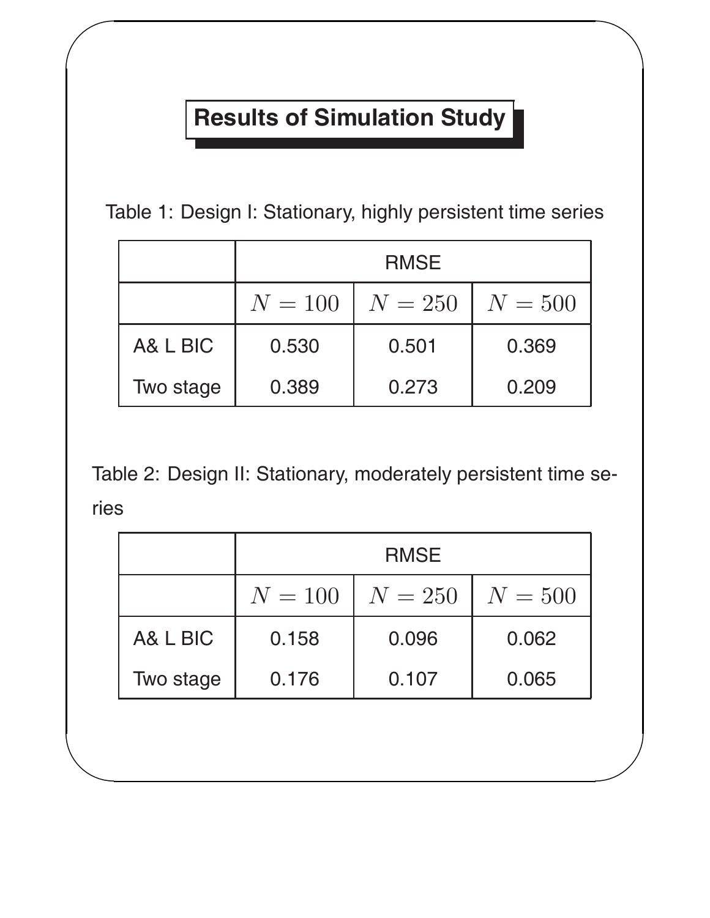## Results of Simulation Study

Table 1: Design I: Stationary, highly persistent time series

| | RMSE | | |
|---|---|---|---|
| | $N = 100$ | $N = 250$ | $N = 500$ |
| A& L BIC | 0.530 | 0.501 | 0.369 |
| Two stage | 0.389 | 0.273 | 0.209 |

Table 2: Design II: Stationary, moderately persistent time series

| | RMSE | | |
|---|---|---|---|
| | $N = 100$ | $N = 250$ | $N = 500$ |
| A& L BIC | 0.158 | 0.096 | 0.062 |
| Two stage | 0.176 | 0.107 | 0.065 |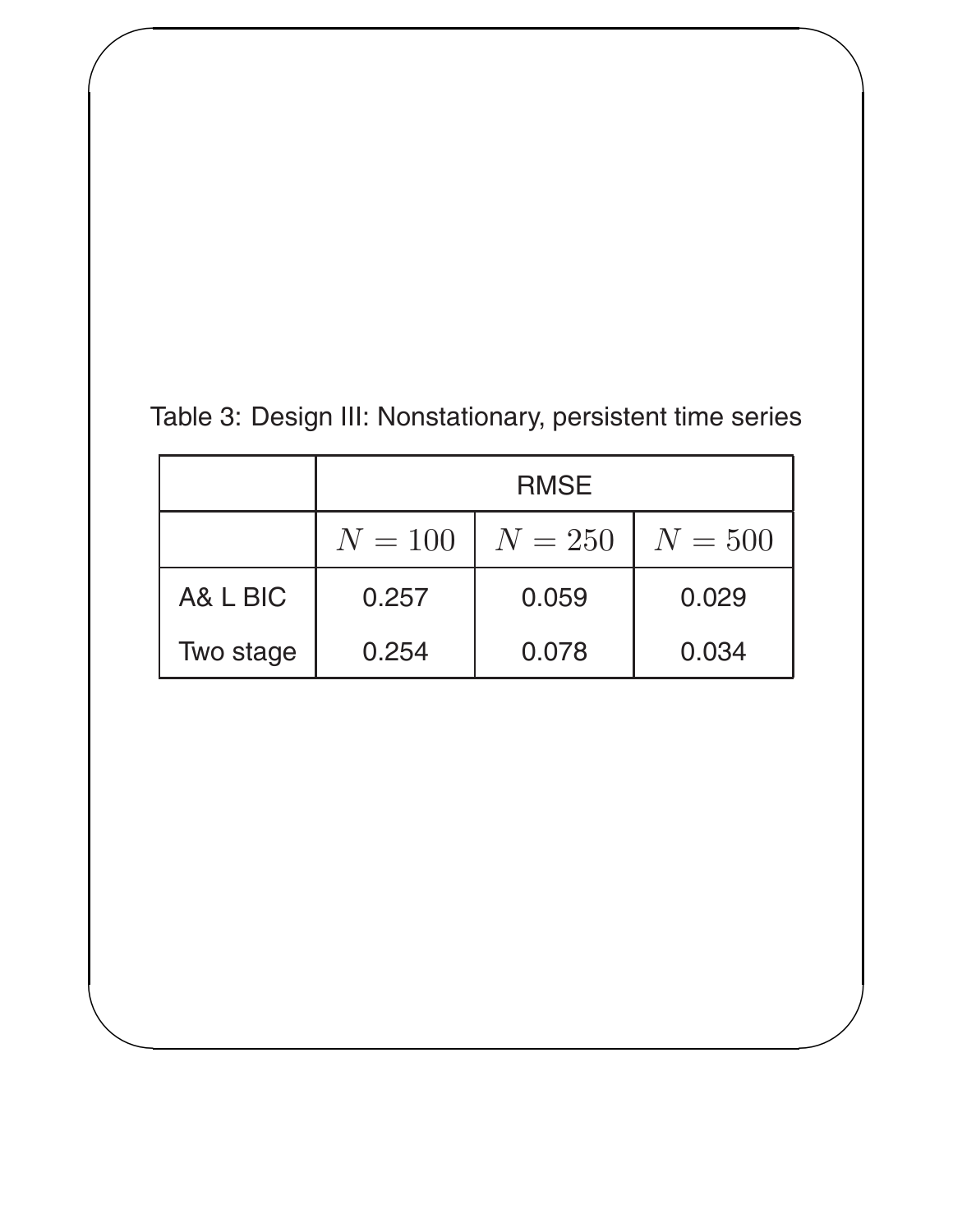Table 3: Design III: Nonstationary, persistent time series

| | RMSE | | |
|---|---|---|---|
| | $N = 100$ | $N = 250$ | $N = 500$ |
| A& L BIC | 0.257 | 0.059 | 0.029 |
| Two stage | 0.254 | 0.078 | 0.034 |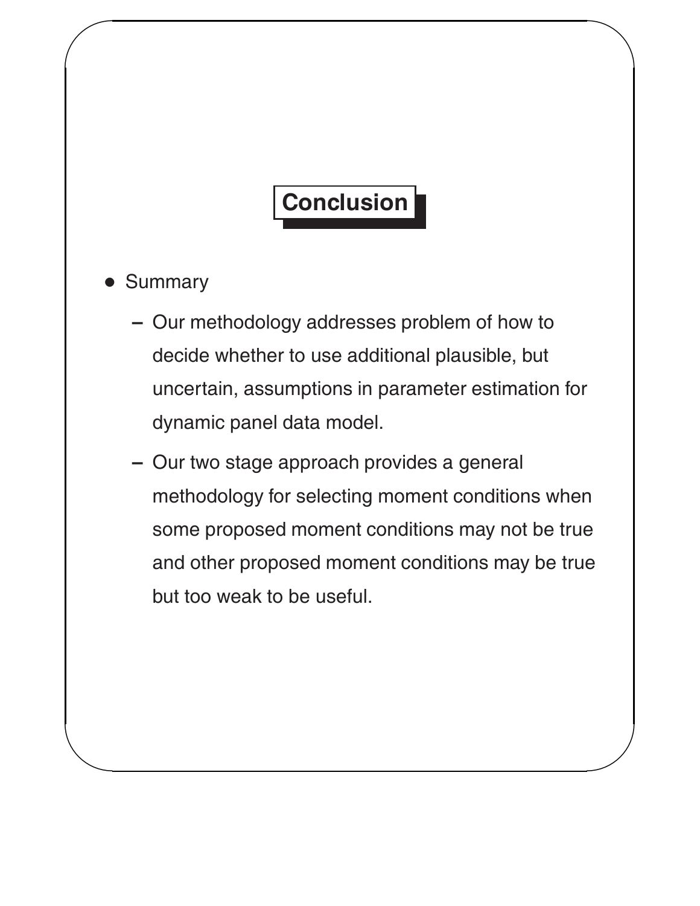# Conclusion

- Summary
  - Our methodology addresses problem of how to decide whether to use additional plausible, but uncertain, assumptions in parameter estimation for dynamic panel data model.
  - Our two stage approach provides a general methodology for selecting moment conditions when some proposed moment conditions may not be true and other proposed moment conditions may be true but too weak to be useful.